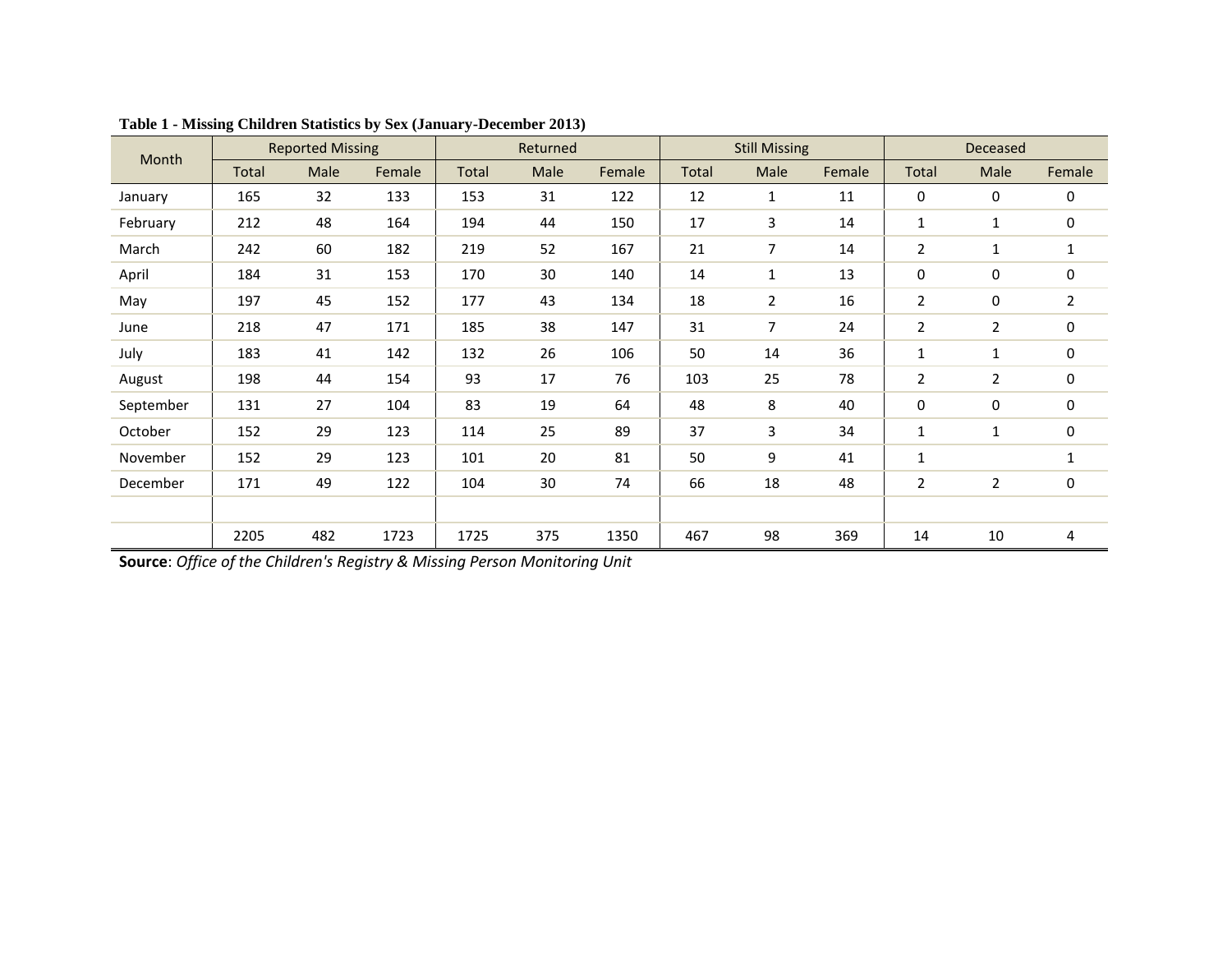**Table 1 - Missing Children Statistics by Sex (January-December 2013)**

| Month | Reported Missing | | | Returned | | | Still Missing | | | Deceased | | |
|---|---|---|---|---|---|---|---|---|---|---|---|---|
| | Total | Male | Female | Total | Male | Female | Total | Male | Female | Total | Male | Female |
| January | 165 | 32 | 133 | 153 | 31 | 122 | 12 | 1 | 11 | 0 | 0 | 0 |
| February | 212 | 48 | 164 | 194 | 44 | 150 | 17 | 3 | 14 | 1 | 1 | 0 |
| March | 242 | 60 | 182 | 219 | 52 | 167 | 21 | 7 | 14 | 2 | 1 | 1 |
| April | 184 | 31 | 153 | 170 | 30 | 140 | 14 | 1 | 13 | 0 | 0 | 0 |
| May | 197 | 45 | 152 | 177 | 43 | 134 | 18 | 2 | 16 | 2 | 0 | 2 |
| June | 218 | 47 | 171 | 185 | 38 | 147 | 31 | 7 | 24 | 2 | 2 | 0 |
| July | 183 | 41 | 142 | 132 | 26 | 106 | 50 | 14 | 36 | 1 | 1 | 0 |
| August | 198 | 44 | 154 | 93 | 17 | 76 | 103 | 25 | 78 | 2 | 2 | 0 |
| September | 131 | 27 | 104 | 83 | 19 | 64 | 48 | 8 | 40 | 0 | 0 | 0 |
| October | 152 | 29 | 123 | 114 | 25 | 89 | 37 | 3 | 34 | 1 | 1 | 0 |
| November | 152 | 29 | 123 | 101 | 20 | 81 | 50 | 9 | 41 | 1 | | 1 |
| December | 171 | 49 | 122 | 104 | 30 | 74 | 66 | 18 | 48 | 2 | 2 | 0 |
| | | | | | | | | | | | | |
| | 2205 | 482 | 1723 | 1725 | 375 | 1350 | 467 | 98 | 369 | 14 | 10 | 4 |

**Source**: *Office of the Children's Registry & Missing Person Monitoring Unit*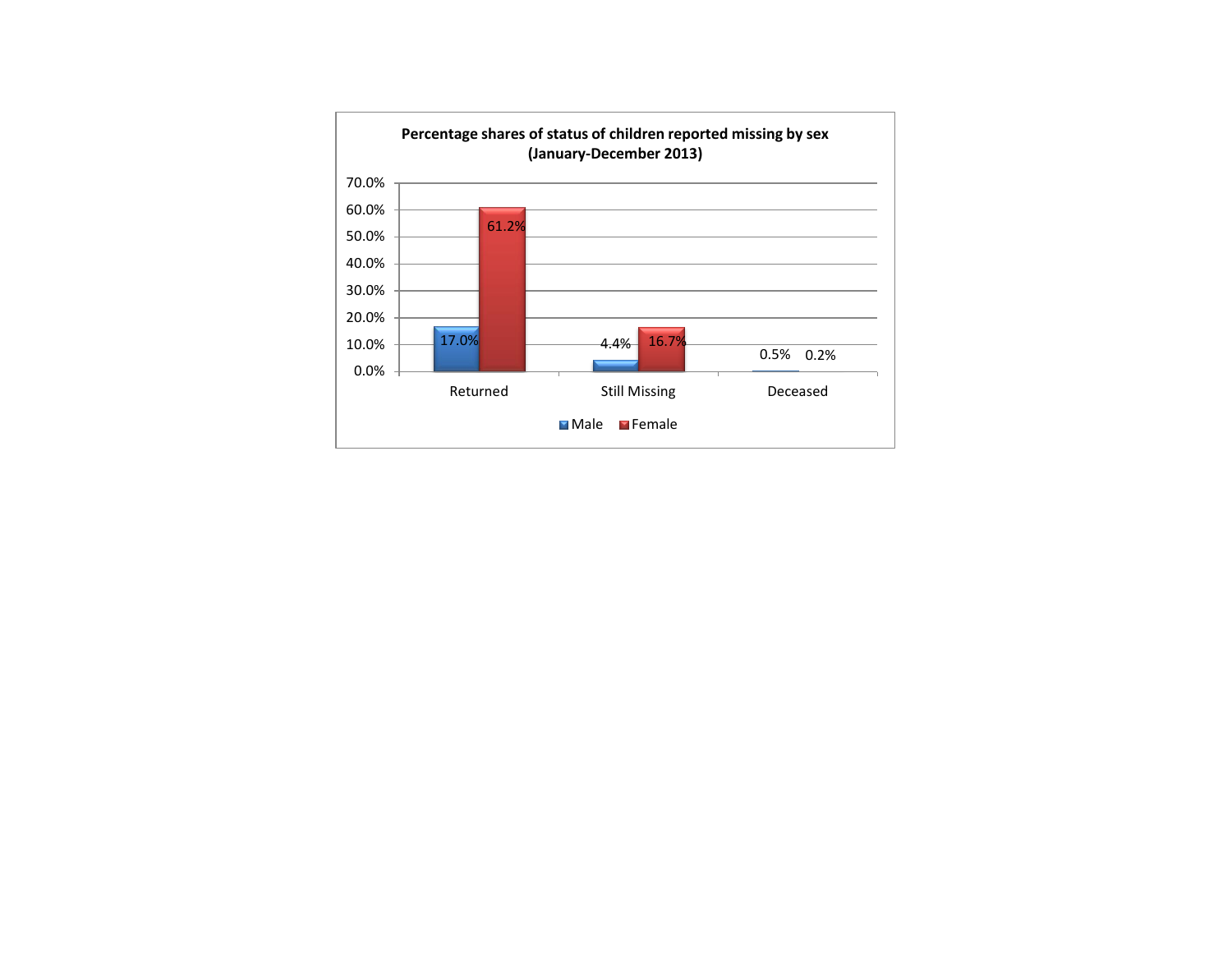**Percentage shares of status of children reported missing by sex (January-December 2013)**

70.0%
60.0%
50.0%
40.0%
30.0%
20.0%
10.0%
0.0%

17.0%
61.2%
4.4%
16.7%
0.5%
0.2%

Returned
Still Missing
Deceased

Male
Female